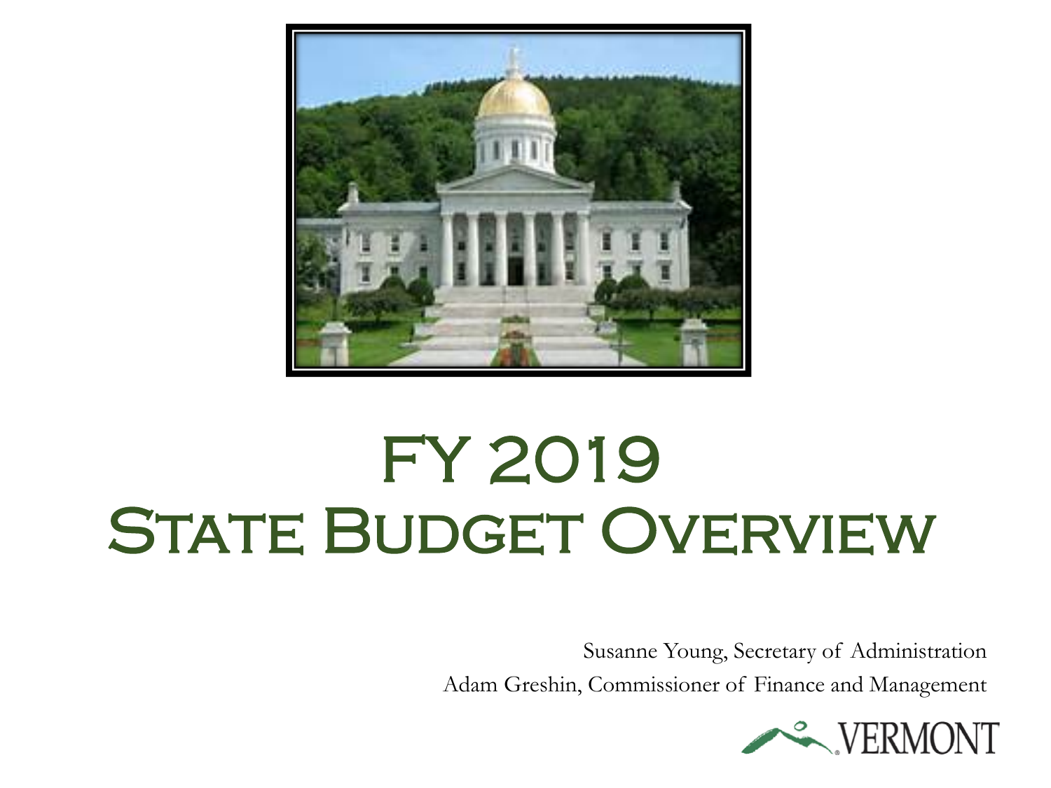# FY 2019 State Budget Overview

Susanne Young, Secretary of Administration

Adam Greshin, Commissioner of Finance and Management

VERMONT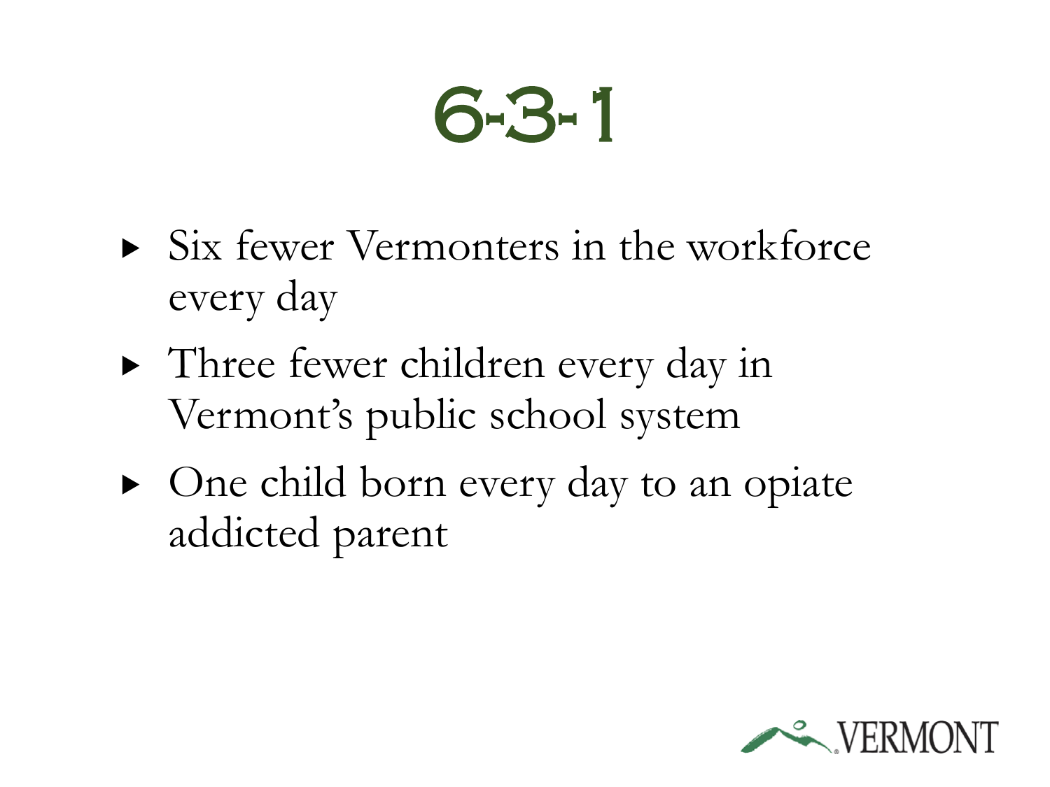# 6-3-1

- Six fewer Vermonters in the workforce every day
- Three fewer children every day in Vermont's public school system
- One child born every day to an opiate addicted parent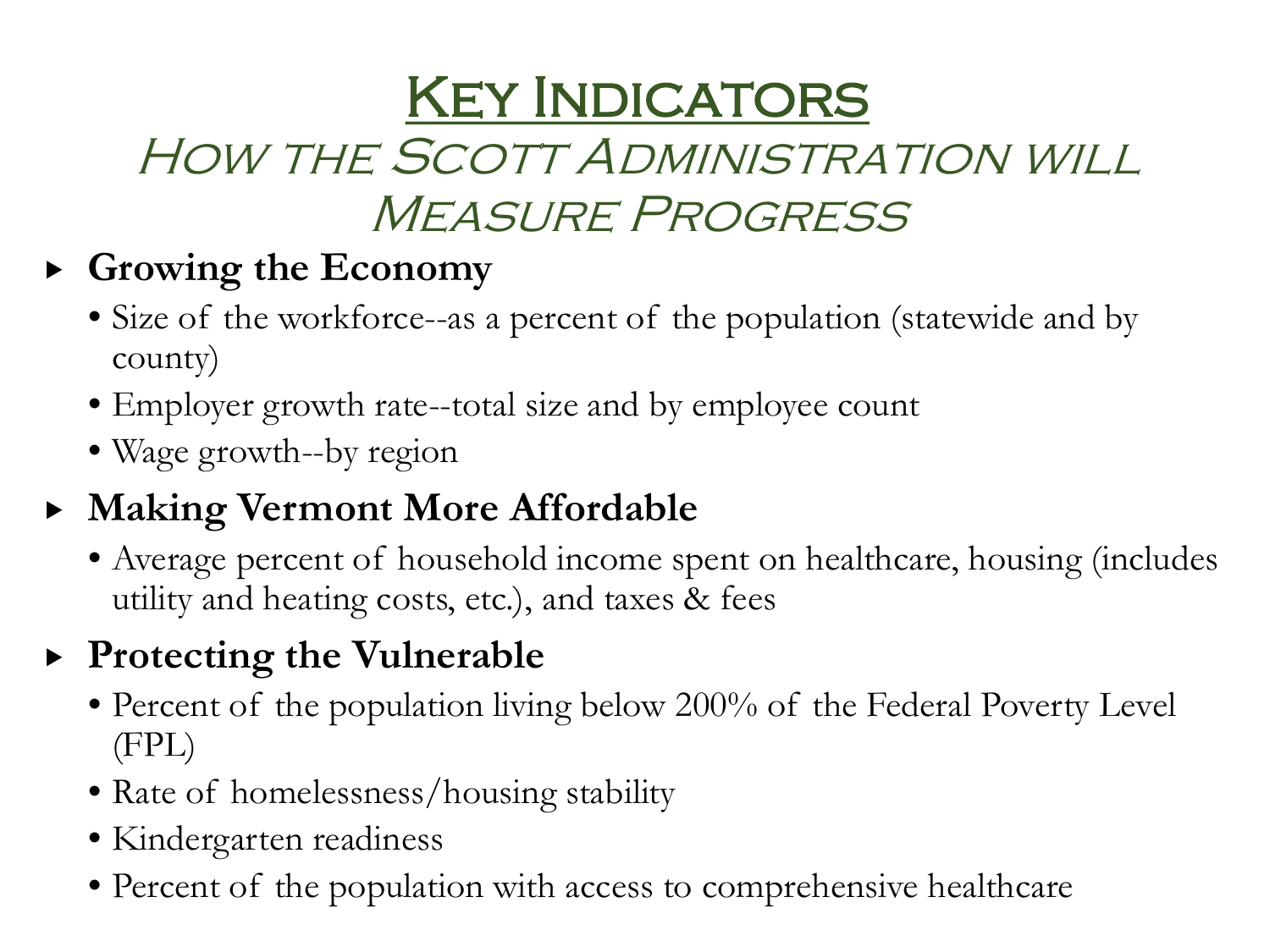# Key Indicators

## *How the Scott Administration will Measure Progress*

- **Growing the Economy**
  - Size of the workforce--as a percent of the population (statewide and by county)
  - Employer growth rate--total size and by employee count
  - Wage growth--by region
- **Making Vermont More Affordable**
  - Average percent of household income spent on healthcare, housing (includes utility and heating costs, etc.), and taxes & fees
- **Protecting the Vulnerable**
  - Percent of the population living below 200% of the Federal Poverty Level (FPL)
  - Rate of homelessness/housing stability
  - Kindergarten readiness
  - Percent of the population with access to comprehensive healthcare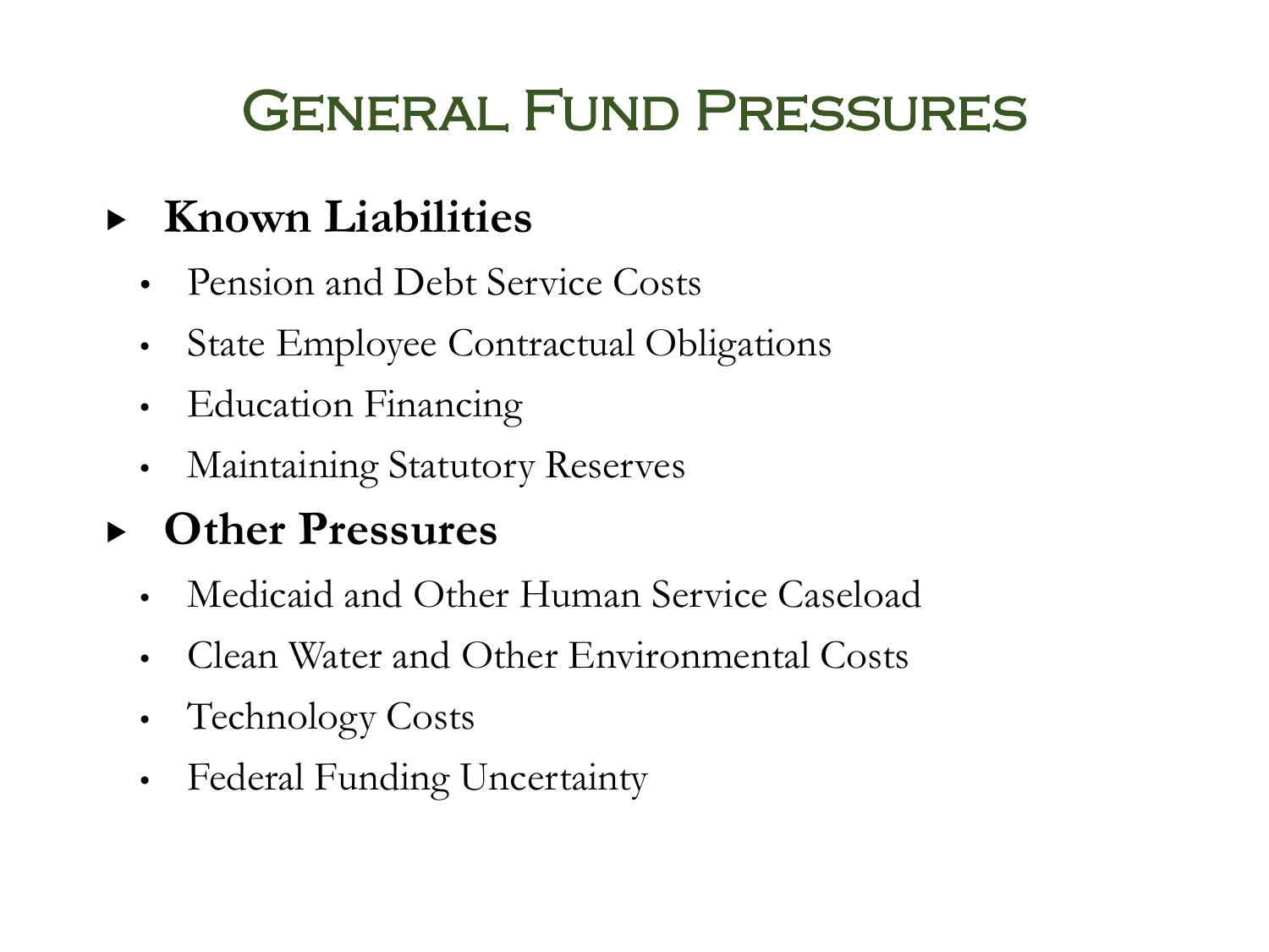# General Fund Pressures

- **Known Liabilities**
  - Pension and Debt Service Costs
  - State Employee Contractual Obligations
  - Education Financing
  - Maintaining Statutory Reserves
- **Other Pressures**
  - Medicaid and Other Human Service Caseload
  - Clean Water and Other Environmental Costs
  - Technology Costs
  - Federal Funding Uncertainty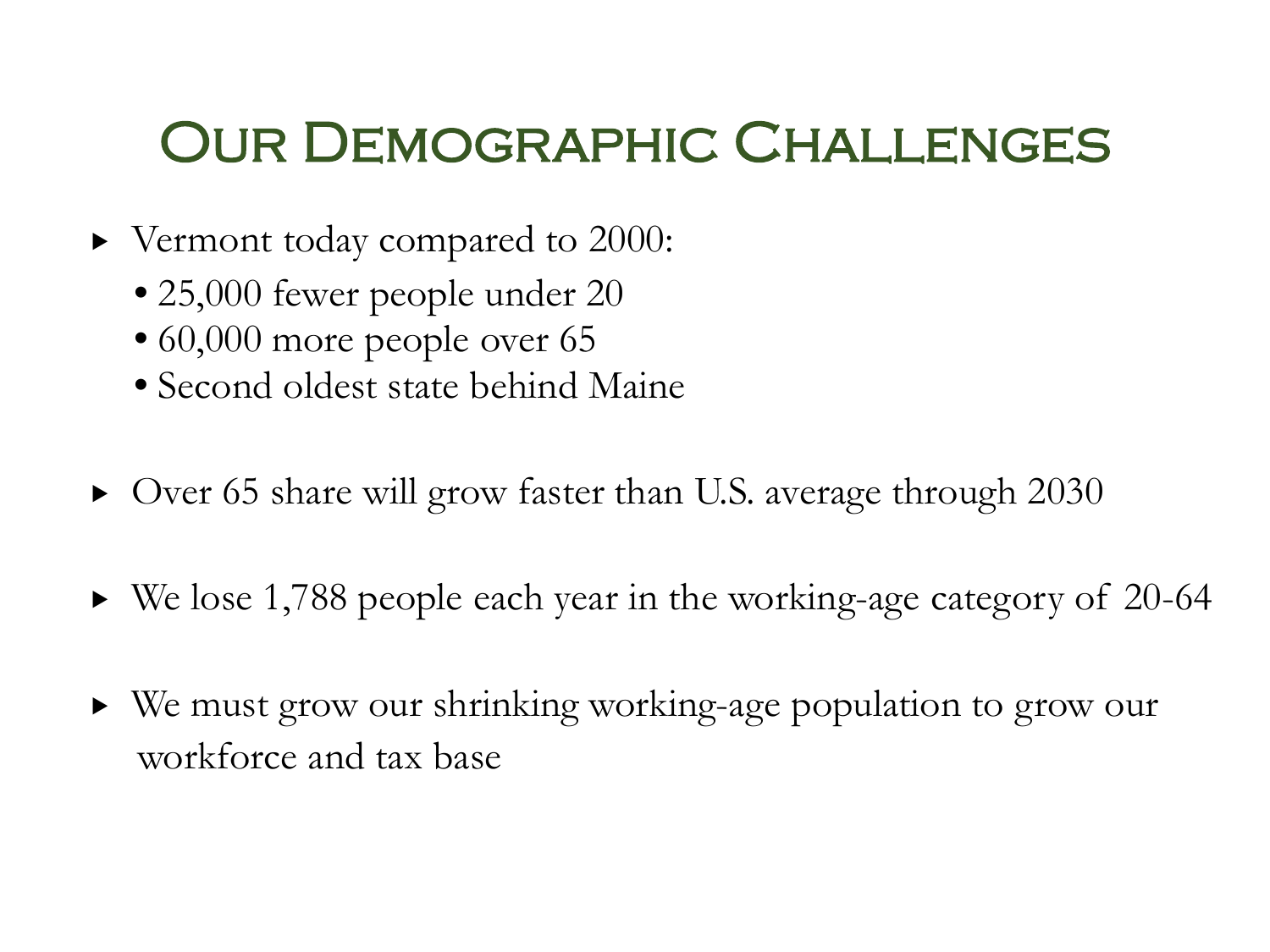# Our Demographic Challenges

- Vermont today compared to 2000:
  - 25,000 fewer people under 20
  - 60,000 more people over 65
  - Second oldest state behind Maine

- Over 65 share will grow faster than U.S. average through 2030

- We lose 1,788 people each year in the working-age category of 20-64

- We must grow our shrinking working-age population to grow our workforce and tax base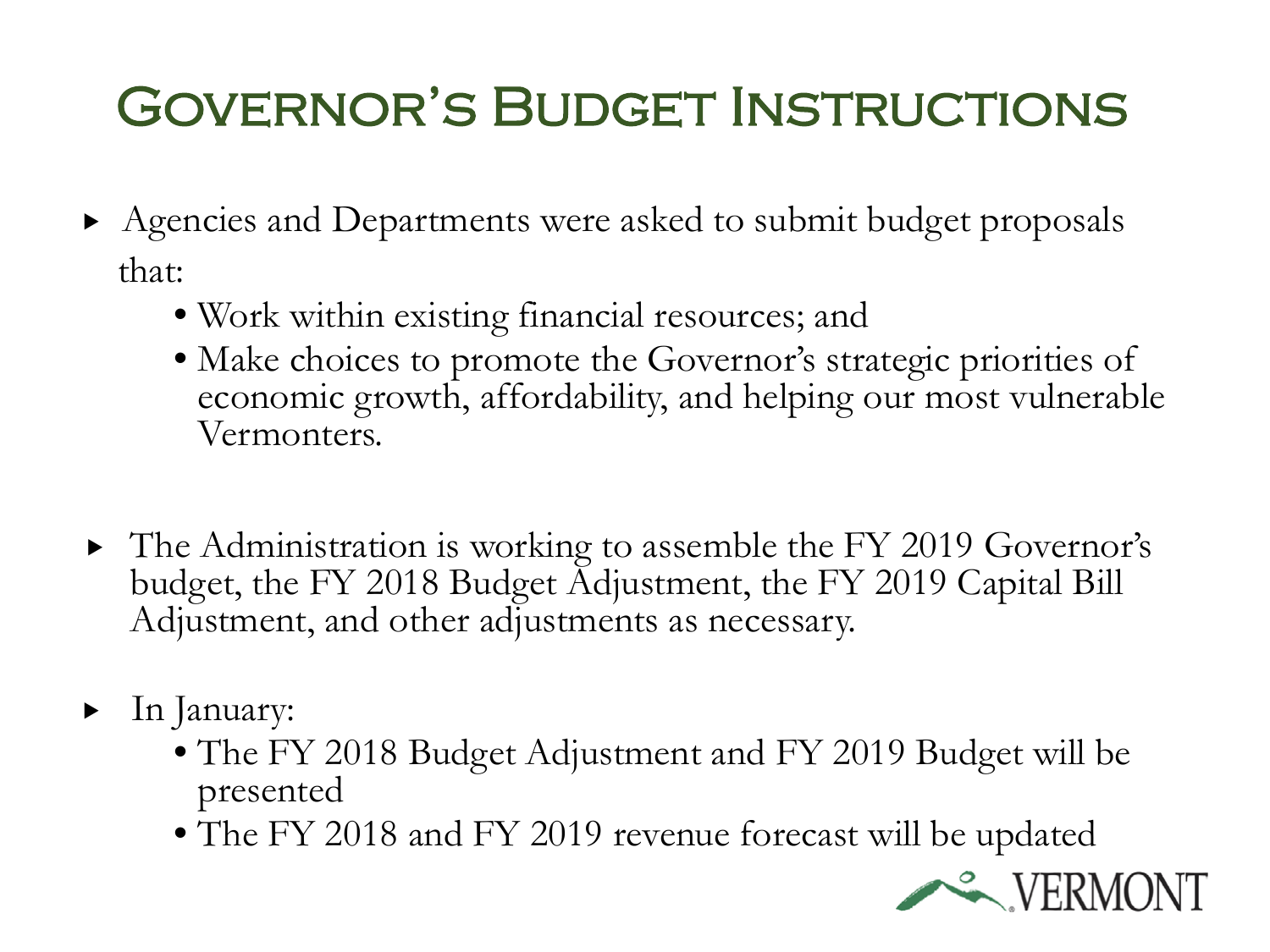# Governor's Budget Instructions

- Agencies and Departments were asked to submit budget proposals that:
  - Work within existing financial resources; and
  - Make choices to promote the Governor's strategic priorities of economic growth, affordability, and helping our most vulnerable Vermonters.

- The Administration is working to assemble the FY 2019 Governor's budget, the FY 2018 Budget Adjustment, the FY 2019 Capital Bill Adjustment, and other adjustments as necessary.

- In January:
  - The FY 2018 Budget Adjustment and FY 2019 Budget will be presented
  - The FY 2018 and FY 2019 revenue forecast will be updated

VERMONT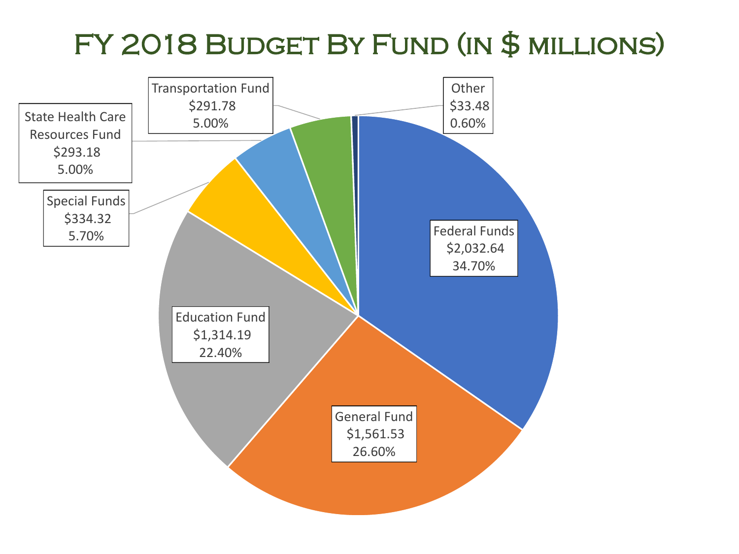# FY 2018 Budget By Fund (in $ millions)

| Fund | Amount | Percent |
|---|---|---|
| Federal Funds | $2,032.64 | 34.70% |
| General Fund | $1,561.53 | 26.60% |
| Education Fund | $1,314.19 | 22.40% |
| Special Funds | $334.32 | 5.70% |
| State Health Care Resources Fund | $293.18 | 5.00% |
| Transportation Fund | $291.78 | 5.00% |
| Other | $33.48 | 0.60% |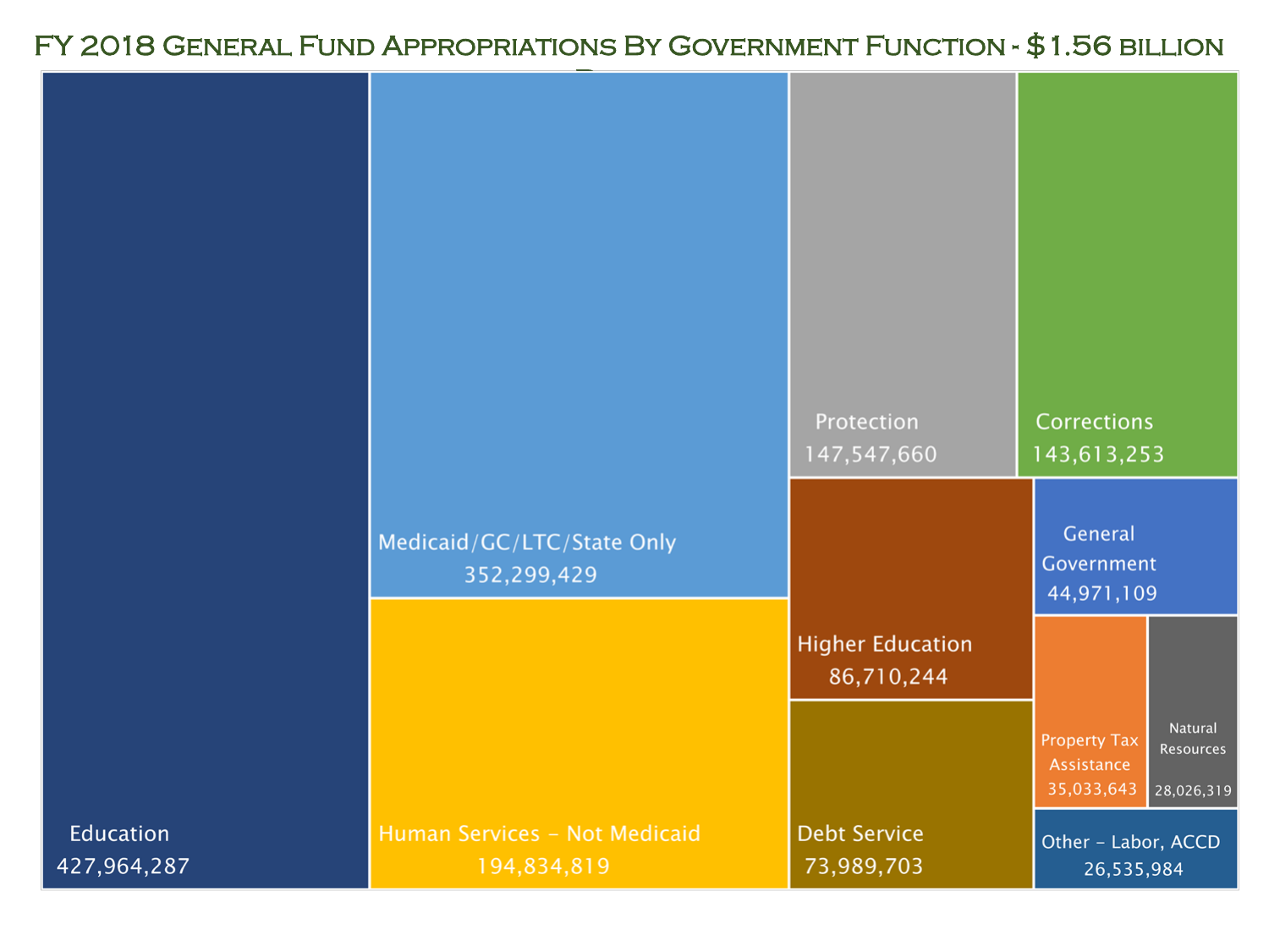# FY 2018 General Fund Appropriations By Government Function - $1.56 billion

Education
427,964,287

Medicaid/GC/LTC/State Only
352,299,429

Human Services - Not Medicaid
194,834,819

Protection
147,547,660

Corrections
143,613,253

Higher Education
86,710,244

Debt Service
73,989,703

General Government
44,971,109

Property Tax Assistance
35,033,643

Natural Resources
28,026,319

Other - Labor, ACCD
26,535,984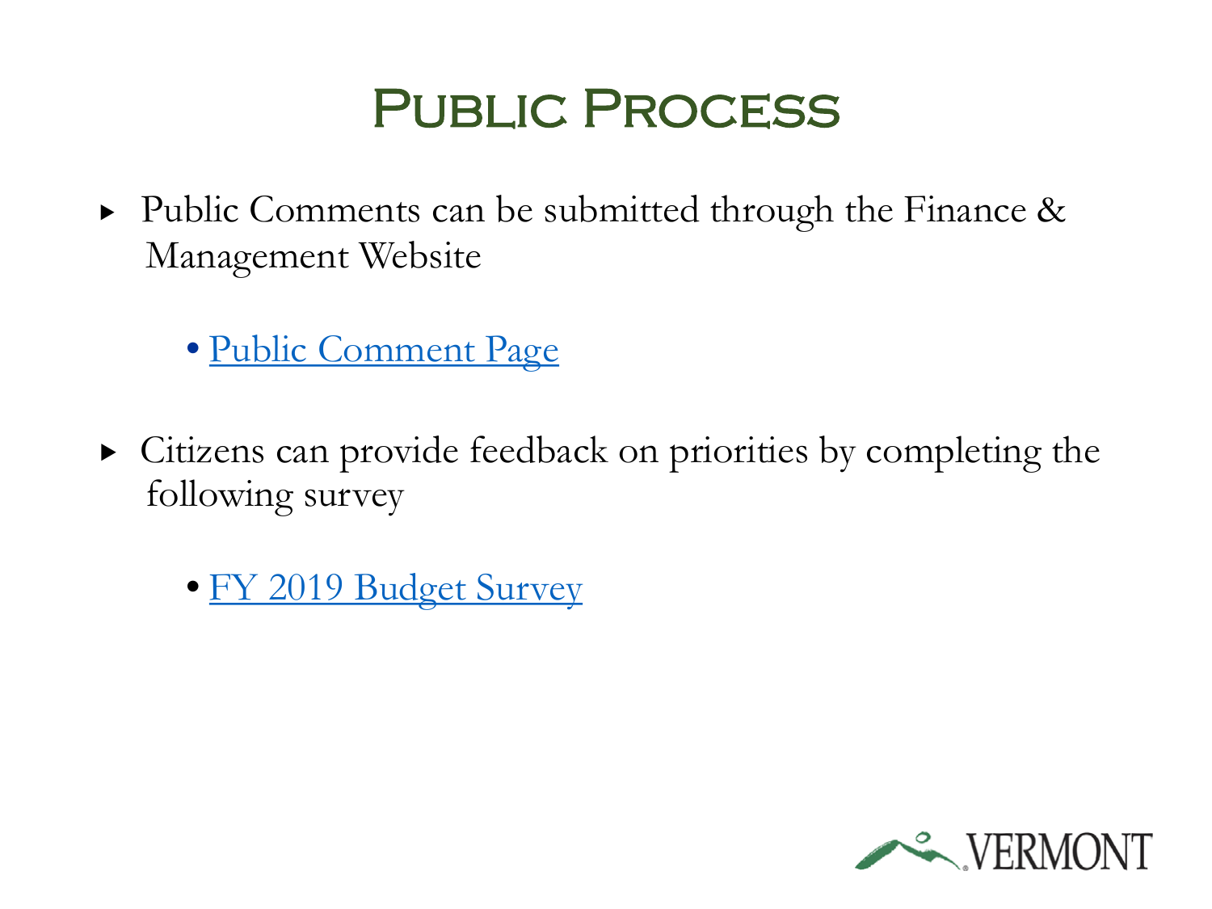# Public Process

- Public Comments can be submitted through the Finance & Management Website
  - Public Comment Page
- Citizens can provide feedback on priorities by completing the following survey
  - FY 2019 Budget Survey

VERMONT